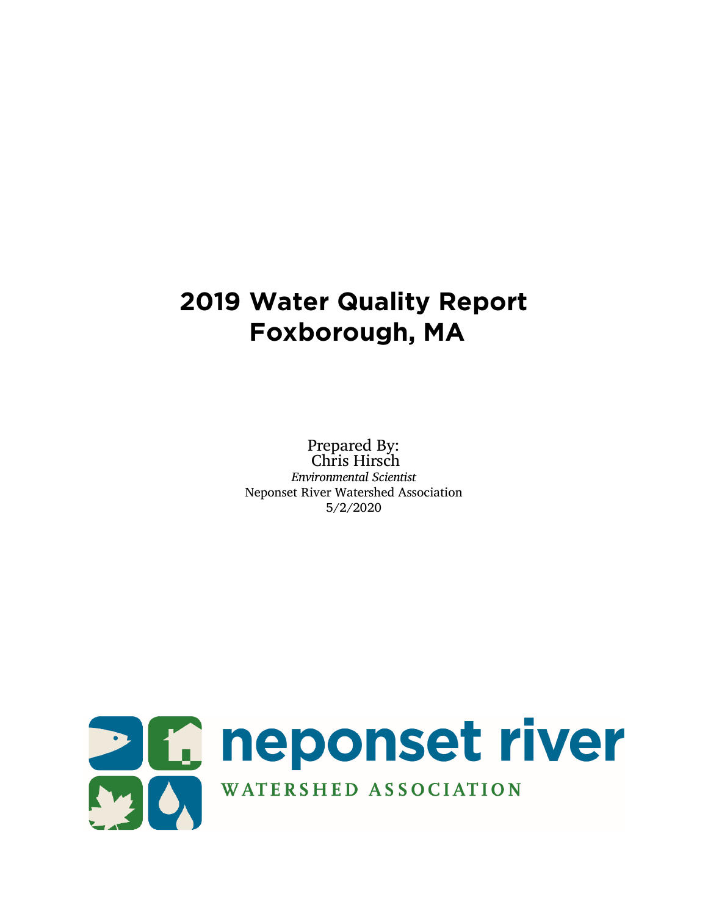# 2019 Water Quality Report
# Foxborough, MA

Prepared By:
Chris Hirsch
*Environmental Scientist*
Neponset River Watershed Association
5/2/2020

neponset river
WATERSHED ASSOCIATION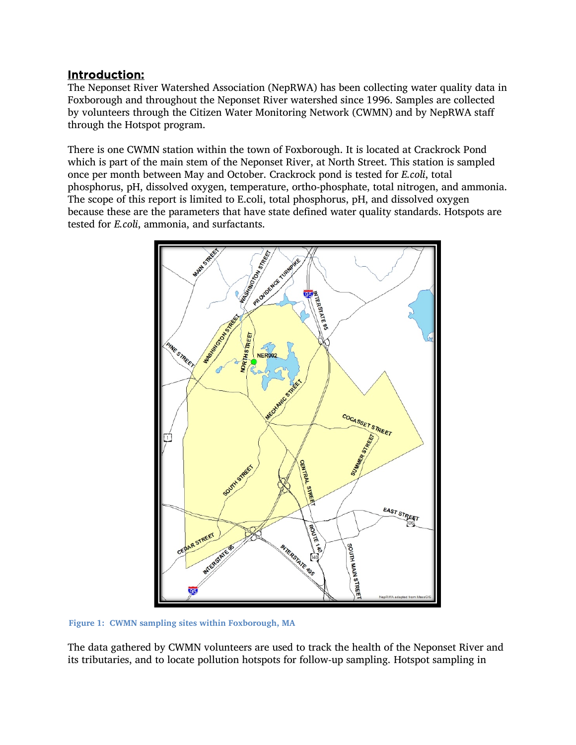## Introduction:

The Neponset River Watershed Association (NepRWA) has been collecting water quality data in Foxborough and throughout the Neponset River watershed since 1996. Samples are collected by volunteers through the Citizen Water Monitoring Network (CWMN) and by NepRWA staff through the Hotspot program.

There is one CWMN station within the town of Foxborough. It is located at Crackrock Pond which is part of the main stem of the Neponset River, at North Street. This station is sampled once per month between May and October. Crackrock pond is tested for *E.coli*, total phosphorus, pH, dissolved oxygen, temperature, ortho-phosphate, total nitrogen, and ammonia. The scope of this report is limited to E.coli, total phosphorus, pH, and dissolved oxygen because these are the parameters that have state defined water quality standards. Hotspots are tested for *E.coli*, ammonia, and surfactants.

**Figure 1: CWMN sampling sites within Foxborough, MA**

The data gathered by CWMN volunteers are used to track the health of the Neponset River and its tributaries, and to locate pollution hotspots for follow-up sampling. Hotspot sampling in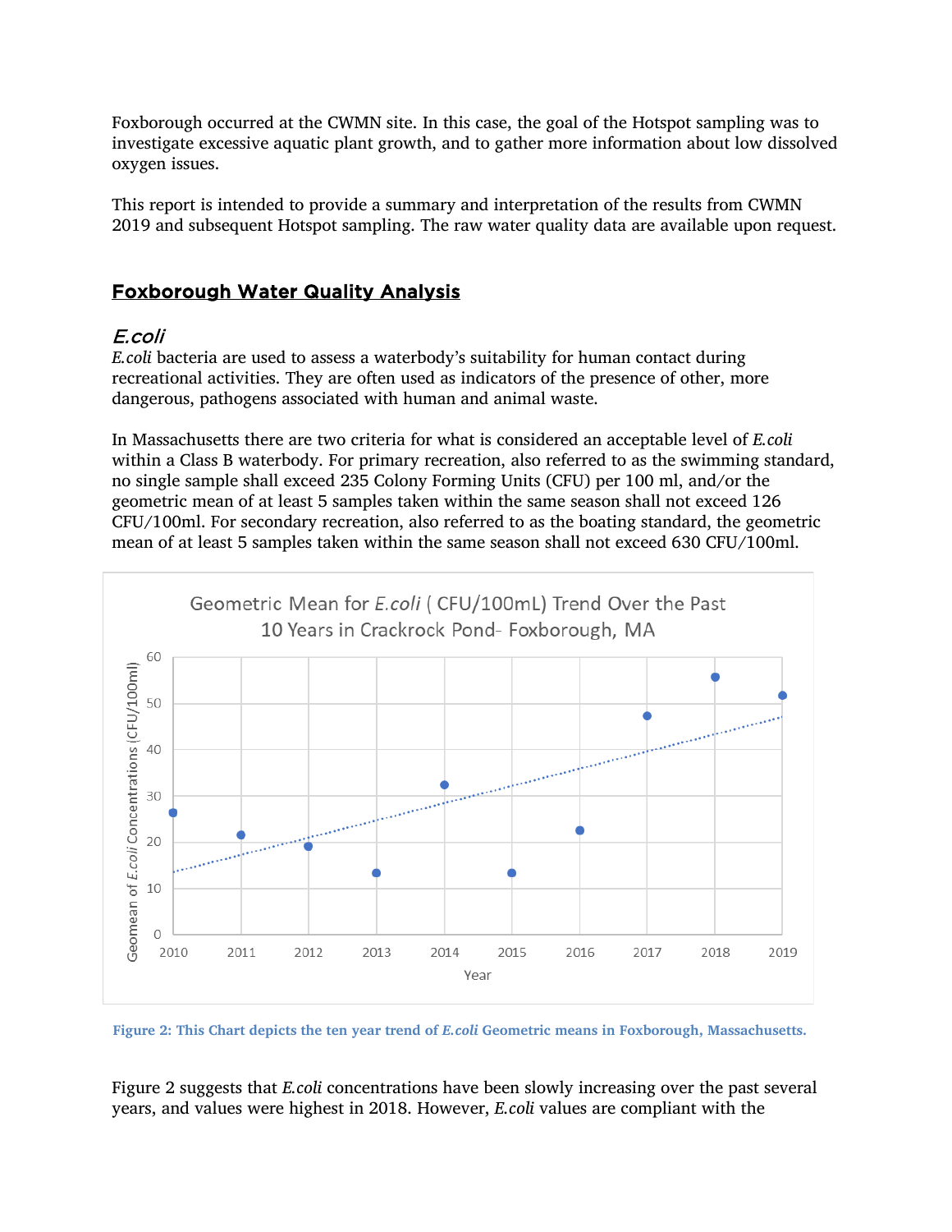Foxborough occurred at the CWMN site. In this case, the goal of the Hotspot sampling was to investigate excessive aquatic plant growth, and to gather more information about low dissolved oxygen issues.

This report is intended to provide a summary and interpretation of the results from CWMN 2019 and subsequent Hotspot sampling. The raw water quality data are available upon request.

## Foxborough Water Quality Analysis

### *E.coli*

*E.coli* bacteria are used to assess a waterbody's suitability for human contact during recreational activities. They are often used as indicators of the presence of other, more dangerous, pathogens associated with human and animal waste.

In Massachusetts there are two criteria for what is considered an acceptable level of *E.coli* within a Class B waterbody. For primary recreation, also referred to as the swimming standard, no single sample shall exceed 235 Colony Forming Units (CFU) per 100 ml, and/or the geometric mean of at least 5 samples taken within the same season shall not exceed 126 CFU/100ml. For secondary recreation, also referred to as the boating standard, the geometric mean of at least 5 samples taken within the same season shall not exceed 630 CFU/100ml.

**Figure 2: This Chart depicts the ten year trend of *E.coli* Geometric means in Foxborough, Massachusetts.**

Figure 2 suggests that *E.coli* concentrations have been slowly increasing over the past several years, and values were highest in 2018. However, *E.coli* values are compliant with the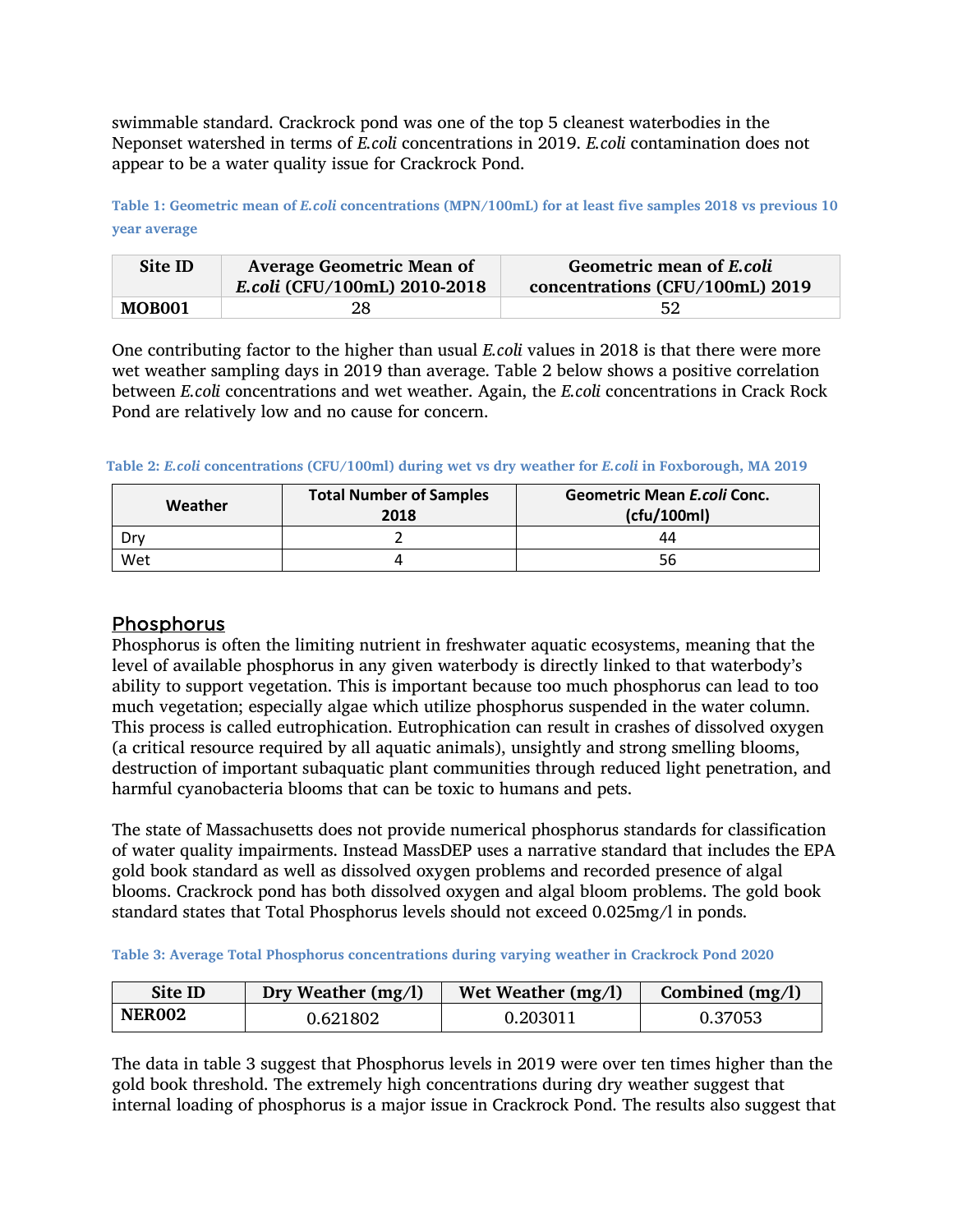swimmable standard. Crackrock pond was one of the top 5 cleanest waterbodies in the Neponset watershed in terms of *E.coli* concentrations in 2019. *E.coli* contamination does not appear to be a water quality issue for Crackrock Pond.

**Table 1: Geometric mean of *E.coli* concentrations (MPN/100mL) for at least five samples 2018 vs previous 10 year average**

| Site ID | Average Geometric Mean of *E.coli* (CFU/100mL) 2010-2018 | Geometric mean of *E.coli* concentrations (CFU/100mL) 2019 |
|---|---|---|
| **MOB001** | 28 | 52 |

One contributing factor to the higher than usual *E.coli* values in 2018 is that there were more wet weather sampling days in 2019 than average. Table 2 below shows a positive correlation between *E.coli* concentrations and wet weather. Again, the *E.coli* concentrations in Crack Rock Pond are relatively low and no cause for concern.

**Table 2: *E.coli* concentrations (CFU/100ml) during wet vs dry weather for *E.coli* in Foxborough, MA 2019**

| Weather | Total Number of Samples 2018 | Geometric Mean *E.coli* Conc. (cfu/100ml) |
|---|---|---|
| Dry | 2 | 44 |
| Wet | 4 | 56 |

## Phosphorus

Phosphorus is often the limiting nutrient in freshwater aquatic ecosystems, meaning that the level of available phosphorus in any given waterbody is directly linked to that waterbody's ability to support vegetation. This is important because too much phosphorus can lead to too much vegetation; especially algae which utilize phosphorus suspended in the water column. This process is called eutrophication. Eutrophication can result in crashes of dissolved oxygen (a critical resource required by all aquatic animals), unsightly and strong smelling blooms, destruction of important subaquatic plant communities through reduced light penetration, and harmful cyanobacteria blooms that can be toxic to humans and pets.

The state of Massachusetts does not provide numerical phosphorus standards for classification of water quality impairments. Instead MassDEP uses a narrative standard that includes the EPA gold book standard as well as dissolved oxygen problems and recorded presence of algal blooms. Crackrock pond has both dissolved oxygen and algal bloom problems. The gold book standard states that Total Phosphorus levels should not exceed 0.025mg/l in ponds.

**Table 3: Average Total Phosphorus concentrations during varying weather in Crackrock Pond 2020**

| Site ID | Dry Weather (mg/l) | Wet Weather (mg/l) | Combined (mg/l) |
|---|---|---|---|
| **NER002** | 0.621802 | 0.203011 | 0.37053 |

The data in table 3 suggest that Phosphorus levels in 2019 were over ten times higher than the gold book threshold. The extremely high concentrations during dry weather suggest that internal loading of phosphorus is a major issue in Crackrock Pond. The results also suggest that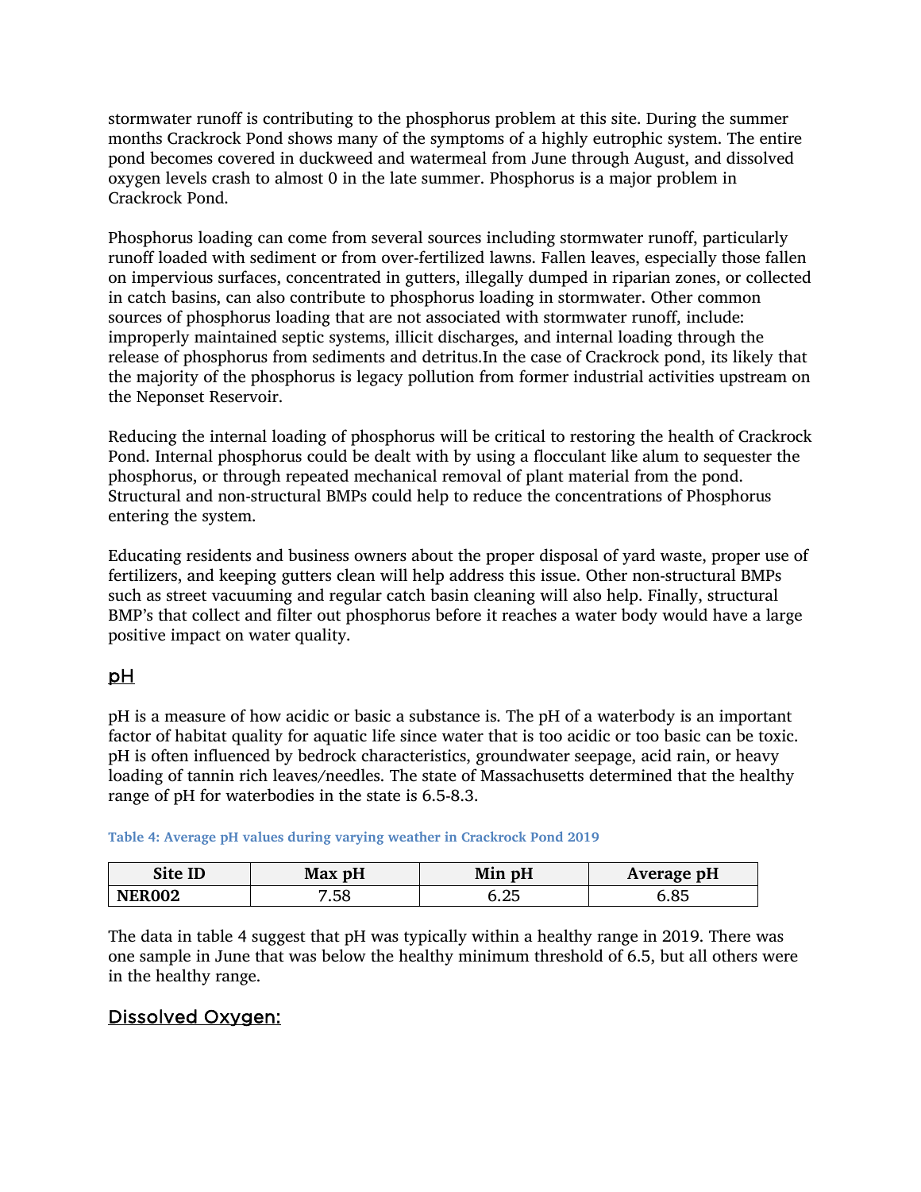stormwater runoff is contributing to the phosphorus problem at this site. During the summer months Crackrock Pond shows many of the symptoms of a highly eutrophic system. The entire pond becomes covered in duckweed and watermeal from June through August, and dissolved oxygen levels crash to almost 0 in the late summer. Phosphorus is a major problem in Crackrock Pond.

Phosphorus loading can come from several sources including stormwater runoff, particularly runoff loaded with sediment or from over-fertilized lawns. Fallen leaves, especially those fallen on impervious surfaces, concentrated in gutters, illegally dumped in riparian zones, or collected in catch basins, can also contribute to phosphorus loading in stormwater. Other common sources of phosphorus loading that are not associated with stormwater runoff, include: improperly maintained septic systems, illicit discharges, and internal loading through the release of phosphorus from sediments and detritus.In the case of Crackrock pond, its likely that the majority of the phosphorus is legacy pollution from former industrial activities upstream on the Neponset Reservoir.

Reducing the internal loading of phosphorus will be critical to restoring the health of Crackrock Pond. Internal phosphorus could be dealt with by using a flocculant like alum to sequester the phosphorus, or through repeated mechanical removal of plant material from the pond. Structural and non-structural BMPs could help to reduce the concentrations of Phosphorus entering the system.

Educating residents and business owners about the proper disposal of yard waste, proper use of fertilizers, and keeping gutters clean will help address this issue. Other non-structural BMPs such as street vacuuming and regular catch basin cleaning will also help. Finally, structural BMP's that collect and filter out phosphorus before it reaches a water body would have a large positive impact on water quality.

## pH

pH is a measure of how acidic or basic a substance is. The pH of a waterbody is an important factor of habitat quality for aquatic life since water that is too acidic or too basic can be toxic. pH is often influenced by bedrock characteristics, groundwater seepage, acid rain, or heavy loading of tannin rich leaves/needles. The state of Massachusetts determined that the healthy range of pH for waterbodies in the state is 6.5-8.3.

**Table 4: Average pH values during varying weather in Crackrock Pond 2019**

| Site ID | Max pH | Min pH | Average pH |
|---|---|---|---|
| **NER002** | 7.58 | 6.25 | 6.85 |

The data in table 4 suggest that pH was typically within a healthy range in 2019. There was one sample in June that was below the healthy minimum threshold of 6.5, but all others were in the healthy range.

## Dissolved Oxygen: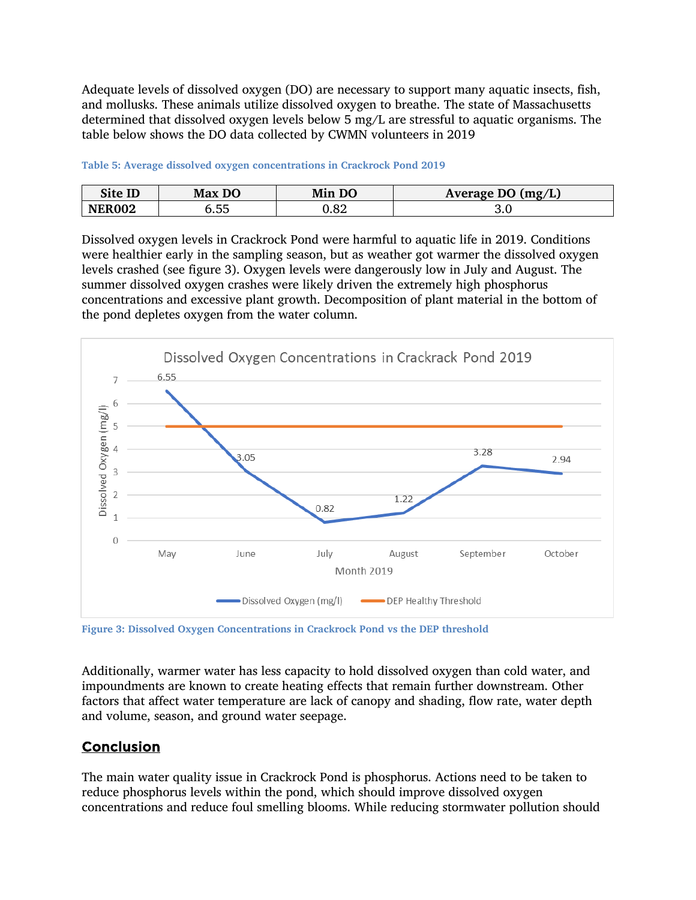Adequate levels of dissolved oxygen (DO) are necessary to support many aquatic insects, fish, and mollusks. These animals utilize dissolved oxygen to breathe. The state of Massachusetts determined that dissolved oxygen levels below 5 mg/L are stressful to aquatic organisms. The table below shows the DO data collected by CWMN volunteers in 2019

**Table 5: Average dissolved oxygen concentrations in Crackrock Pond 2019**

| Site ID | Max DO | Min DO | Average DO (mg/L) |
|---|---|---|---|
| **NER002** | 6.55 | 0.82 | 3.0 |

Dissolved oxygen levels in Crackrock Pond were harmful to aquatic life in 2019. Conditions were healthier early in the sampling season, but as weather got warmer the dissolved oxygen levels crashed (see figure 3). Oxygen levels were dangerously low in July and August. The summer dissolved oxygen crashes were likely driven the extremely high phosphorus concentrations and excessive plant growth. Decomposition of plant material in the bottom of the pond depletes oxygen from the water column.

Dissolved Oxygen Concentrations in Crackrack Pond 2019

| Month 2019 | Dissolved Oxygen (mg/l) | DEP Healthy Threshold |
|---|---|---|
| May | 6.55 | 5 |
| June | 3.05 | 5 |
| July | 0.82 | 5 |
| August | 1.22 | 5 |
| September | 3.28 | 5 |
| October | 2.94 | 5 |

**Figure 3: Dissolved Oxygen Concentrations in Crackrock Pond vs the DEP threshold**

Additionally, warmer water has less capacity to hold dissolved oxygen than cold water, and impoundments are known to create heating effects that remain further downstream. Other factors that affect water temperature are lack of canopy and shading, flow rate, water depth and volume, season, and ground water seepage.

## Conclusion

The main water quality issue in Crackrock Pond is phosphorus. Actions need to be taken to reduce phosphorus levels within the pond, which should improve dissolved oxygen concentrations and reduce foul smelling blooms. While reducing stormwater pollution should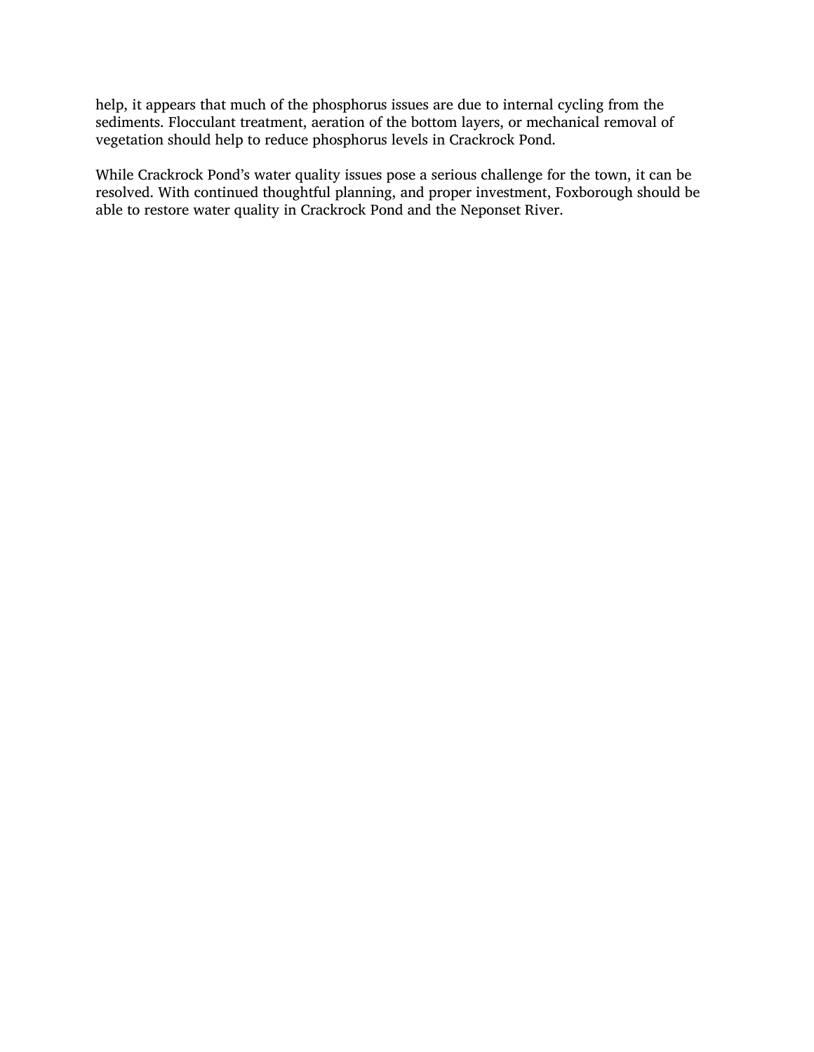help, it appears that much of the phosphorus issues are due to internal cycling from the sediments. Flocculant treatment, aeration of the bottom layers, or mechanical removal of vegetation should help to reduce phosphorus levels in Crackrock Pond.

While Crackrock Pond's water quality issues pose a serious challenge for the town, it can be resolved. With continued thoughtful planning, and proper investment, Foxborough should be able to restore water quality in Crackrock Pond and the Neponset River.